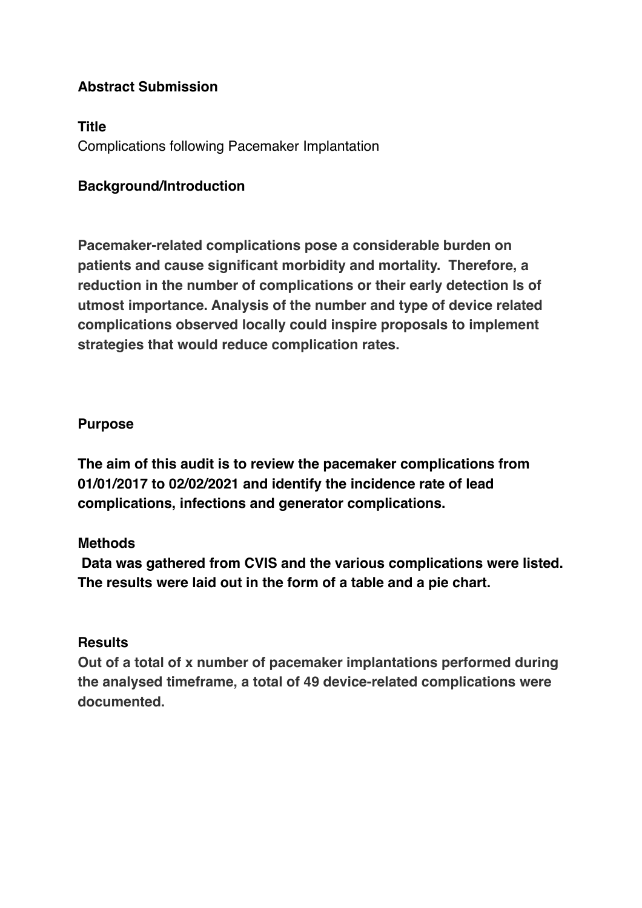**Abstract Submission**

**Title**

Complications following Pacemaker Implantation

**Background/Introduction**

**Pacemaker-related complications pose a considerable burden on patients and cause significant morbidity and mortality. Therefore, a reduction in the number of complications or their early detection Is of utmost importance. Analysis of the number and type of device related complications observed locally could inspire proposals to implement strategies that would reduce complication rates.**

**Purpose**

**The aim of this audit is to review the pacemaker complications from 01/01/2017 to 02/02/2021 and identify the incidence rate of lead complications, infections and generator complications.**

**Methods**

**Data was gathered from CVIS and the various complications were listed. The results were laid out in the form of a table and a pie chart.**

**Results**

**Out of a total of x number of pacemaker implantations performed during the analysed timeframe, a total of 49 device-related complications were documented.**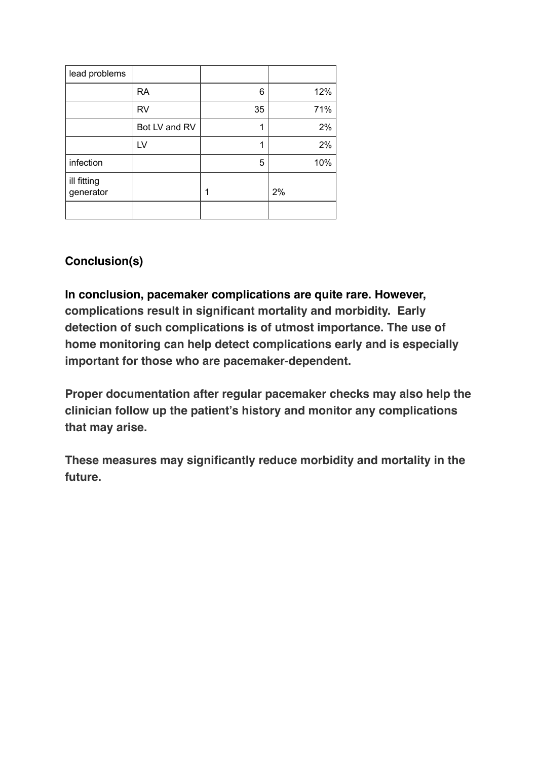| | | | |
|---|---|---|---|
| lead problems | | | |
| | RA | 6 | 12% |
| | RV | 35 | 71% |
| | Bot LV and RV | 1 | 2% |
| | LV | 1 | 2% |
| infection | | 5 | 10% |
| ill fitting generator | | 1 | 2% |
| | | | |

**Conclusion(s)**

**In conclusion, pacemaker complications are quite rare. However, complications result in significant mortality and morbidity. Early detection of such complications is of utmost importance. The use of home monitoring can help detect complications early and is especially important for those who are pacemaker-dependent.**

**Proper documentation after regular pacemaker checks may also help the clinician follow up the patient's history and monitor any complications that may arise.**

**These measures may significantly reduce morbidity and mortality in the future.**